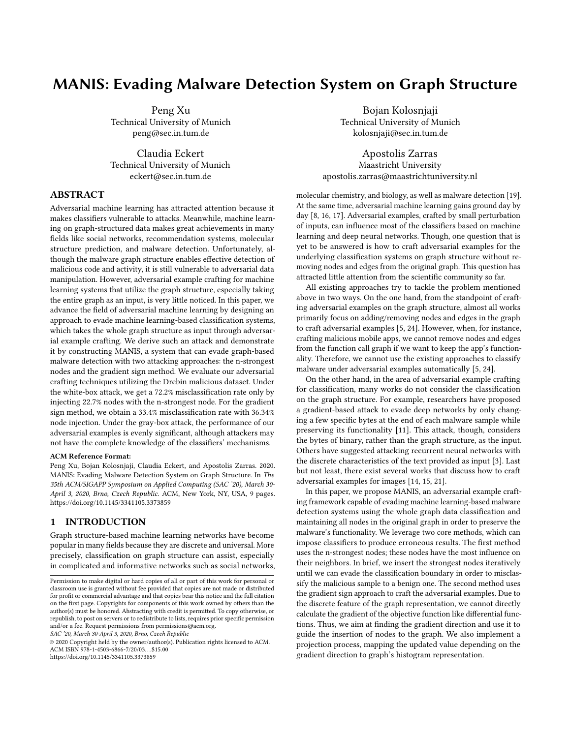# MANIS: Evading Malware Detection System on Graph Structure

Peng Xu
Technical University of Munich
peng@sec.in.tum.de

Bojan Kolosnjaji
Technical University of Munich
kolosnjaji@sec.in.tum.de

Claudia Eckert
Technical University of Munich
eckert@sec.in.tum.de

Apostolis Zarras
Maastricht University
apostolis.zarras@maastrichtuniversity.nl

## ABSTRACT

Adversarial machine learning has attracted attention because it makes classifiers vulnerable to attacks. Meanwhile, machine learning on graph-structured data makes great achievements in many fields like social networks, recommendation systems, molecular structure prediction, and malware detection. Unfortunately, although the malware graph structure enables effective detection of malicious code and activity, it is still vulnerable to adversarial data manipulation. However, adversarial example crafting for machine learning systems that utilize the graph structure, especially taking the entire graph as an input, is very little noticed. In this paper, we advance the field of adversarial machine learning by designing an approach to evade machine learning-based classification systems, which takes the whole graph structure as input through adversarial example crafting. We derive such an attack and demonstrate it by constructing MANIS, a system that can evade graph-based malware detection with two attacking approaches: the n-strongest nodes and the gradient sign method. We evaluate our adversarial crafting techniques utilizing the Drebin malicious dataset. Under the white-box attack, we get a 72.2% misclassification rate only by injecting 22.7% nodes with the n-strongest node. For the gradient sign method, we obtain a 33.4% misclassification rate with 36.34% node injection. Under the gray-box attack, the performance of our adversarial examples is evenly significant, although attackers may not have the complete knowledge of the classifiers' mechanisms.

**ACM Reference Format:**
Peng Xu, Bojan Kolosnjaji, Claudia Eckert, and Apostolis Zarras. 2020. MANIS: Evading Malware Detection System on Graph Structure. In *The 35th ACM/SIGAPP Symposium on Applied Computing (SAC '20), March 30-April 3, 2020, Brno, Czech Republic.* ACM, New York, NY, USA, 9 pages. https://doi.org/10.1145/3341105.3373859

## 1 INTRODUCTION

Graph structure-based machine learning networks have become popular in many fields because they are discrete and universal. More precisely, classification on graph structure can assist, especially in complicated and informative networks such as social networks, molecular chemistry, and biology, as well as malware detection [19]. At the same time, adversarial machine learning gains ground day by day [8, 16, 17]. Adversarial examples, crafted by small perturbation of inputs, can influence most of the classifiers based on machine learning and deep neural networks. Though, one question that is yet to be answered is how to craft adversarial examples for the underlying classification systems on graph structure without removing nodes and edges from the original graph. This question has attracted little attention from the scientific community so far.

All existing approaches try to tackle the problem mentioned above in two ways. On the one hand, from the standpoint of crafting adversarial examples on the graph structure, almost all works primarily focus on adding/removing nodes and edges in the graph to craft adversarial examples [5, 24]. However, when, for instance, crafting malicious mobile apps, we cannot remove nodes and edges from the function call graph if we want to keep the app's functionality. Therefore, we cannot use the existing approaches to classify malware under adversarial examples automatically [5, 24].

On the other hand, in the area of adversarial example crafting for classification, many works do not consider the classification on the graph structure. For example, researchers have proposed a gradient-based attack to evade deep networks by only changing a few specific bytes at the end of each malware sample while preserving its functionality [11]. This attack, though, considers the bytes of binary, rather than the graph structure, as the input. Others have suggested attacking recurrent neural networks with the discrete characteristics of the text provided as input [3]. Last but not least, there exist several works that discuss how to craft adversarial examples for images [14, 15, 21].

In this paper, we propose MANIS, an adversarial example crafting framework capable of evading machine learning-based malware detection systems using the whole graph data classification and maintaining all nodes in the original graph in order to preserve the malware's functionality. We leverage two core methods, which can impose classifiers to produce erroneous results. The first method uses the n-strongest nodes; these nodes have the most influence on their neighbors. In brief, we insert the strongest nodes iteratively until we can evade the classification boundary in order to misclassify the malicious sample to a benign one. The second method uses the gradient sign approach to craft the adversarial examples. Due to the discrete feature of the graph representation, we cannot directly calculate the gradient of the objective function like differential functions. Thus, we aim at finding the gradient direction and use it to guide the insertion of nodes to the graph. We also implement a projection process, mapping the updated value depending on the gradient direction to graph's histogram representation.

Permission to make digital or hard copies of all or part of this work for personal or classroom use is granted without fee provided that copies are not made or distributed for profit or commercial advantage and that copies bear this notice and the full citation on the first page. Copyrights for components of this work owned by others than the author(s) must be honored. Abstracting with credit is permitted. To copy otherwise, or republish, to post on servers or to redistribute to lists, requires prior specific permission and/or a fee. Request permissions from permissions@acm.org.
*SAC '20, March 30-April 3, 2020, Brno, Czech Republic*
© 2020 Copyright held by the owner/author(s). Publication rights licensed to ACM.
ACM ISBN 978-1-4503-6866-7/20/03…$15.00
https://doi.org/10.1145/3341105.3373859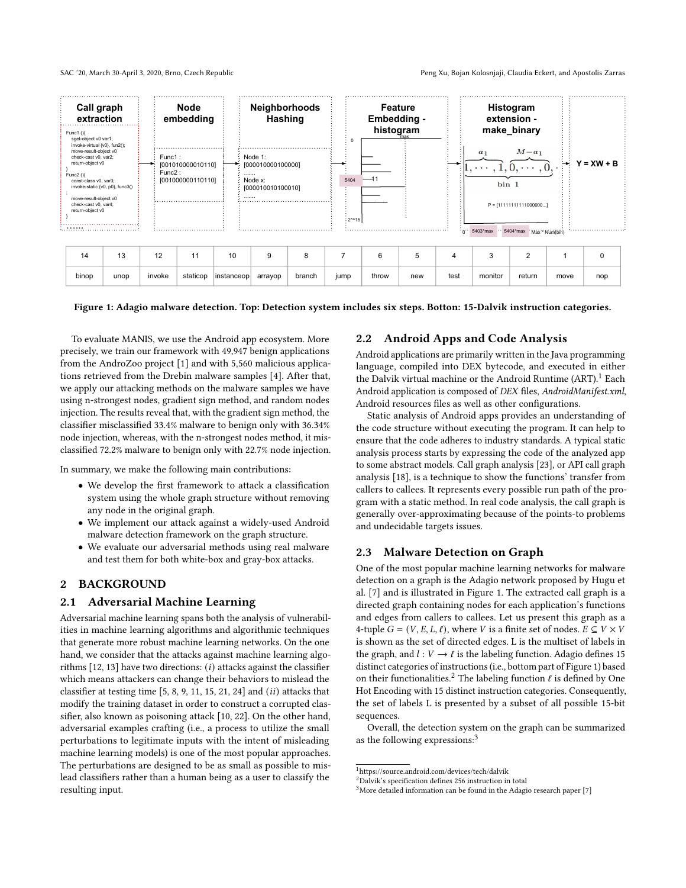| 14 | 13 | 12 | 11 | 10 | 9 | 8 | 7 | 6 | 5 | 4 | 3 | 2 | 1 | 0 |
|---|---|---|---|---|---|---|---|---|---|---|---|---|---|---|
| binop | unop | invoke | staticop | instanceop | arrayop | branch | jump | throw | new | test | monitor | return | move | nop |

**Figure 1: Adagio malware detection. Top: Detection system includes six steps. Botton: 15-Dalvik instruction categories.**

To evaluate MANIS, we use the Android app ecosystem. More precisely, we train our framework with 49,947 benign applications from the AndroZoo project [1] and with 5,560 malicious applications retrieved from the Drebin malware samples [4]. After that, we apply our attacking methods on the malware samples we have using n-strongest nodes, gradient sign method, and random nodes injection. The results reveal that, with the gradient sign method, the classifier misclassified 33.4% malware to benign only with 36.34% node injection, whereas, with the n-strongest nodes method, it misclassified 72.2% malware to benign only with 22.7% node injection.

In summary, we make the following main contributions:

- We develop the first framework to attack a classification system using the whole graph structure without removing any node in the original graph.
- We implement our attack against a widely-used Android malware detection framework on the graph structure.
- We evaluate our adversarial methods using real malware and test them for both white-box and gray-box attacks.

## 2 BACKGROUND

### 2.1 Adversarial Machine Learning

Adversarial machine learning spans both the analysis of vulnerabilities in machine learning algorithms and algorithmic techniques that generate more robust machine learning networks. On the one hand, we consider that the attacks against machine learning algorithms [12, 13] have two directions: $(i)$ attacks against the classifier which means attackers can change their behaviors to mislead the classifier at testing time [5, 8, 9, 11, 15, 21, 24] and $(ii)$ attacks that modify the training dataset in order to construct a corrupted classifier, also known as poisoning attack [10, 22]. On the other hand, adversarial examples crafting (i.e., a process to utilize the small perturbations to legitimate inputs with the intent of misleading machine learning models) is one of the most popular approaches. The perturbations are designed to be as small as possible to mislead classifiers rather than a human being as a user to classify the resulting input.

### 2.2 Android Apps and Code Analysis

Android applications are primarily written in the Java programming language, compiled into DEX bytecode, and executed in either the Dalvik virtual machine or the Android Runtime (ART).[1] Each Android application is composed of *DEX* files, *AndroidManifest.xml*, Android resources files as well as other configurations.

Static analysis of Android apps provides an understanding of the code structure without executing the program. It can help to ensure that the code adheres to industry standards. A typical static analysis process starts by expressing the code of the analyzed app to some abstract models. Call graph analysis [23], or API call graph analysis [18], is a technique to show the functions' transfer from callers to callees. It represents every possible run path of the program with a static method. In real code analysis, the call graph is generally over-approximating because of the points-to problems and undecidable targets issues.

### 2.3 Malware Detection on Graph

One of the most popular machine learning networks for malware detection on a graph is the Adagio network proposed by Hugu et al. [7] and is illustrated in Figure 1. The extracted call graph is a directed graph containing nodes for each application's functions and edges from callers to callees. Let us present this graph as a 4-tuple $G = (V, E, L, \ell)$, where $V$ is a finite set of nodes. $E \subseteq V \times V$ is shown as the set of directed edges. L is the multiset of labels in the graph, and $l : V \rightarrow \ell$ is the labeling function. Adagio defines 15 distinct categories of instructions (i.e., bottom part of Figure 1) based on their functionalities.[2] The labeling function $\ell$ is defined by One Hot Encoding with 15 distinct instruction categories. Consequently, the set of labels L is presented by a subset of all possible 15-bit sequences.

Overall, the detection system on the graph can be summarized as the following expressions:[3]

[1] https://source.android.com/devices/tech/dalvik
[2] Dalvik's specification defines 256 instruction in total
[3] More detailed information can be found in the Adagio research paper [7]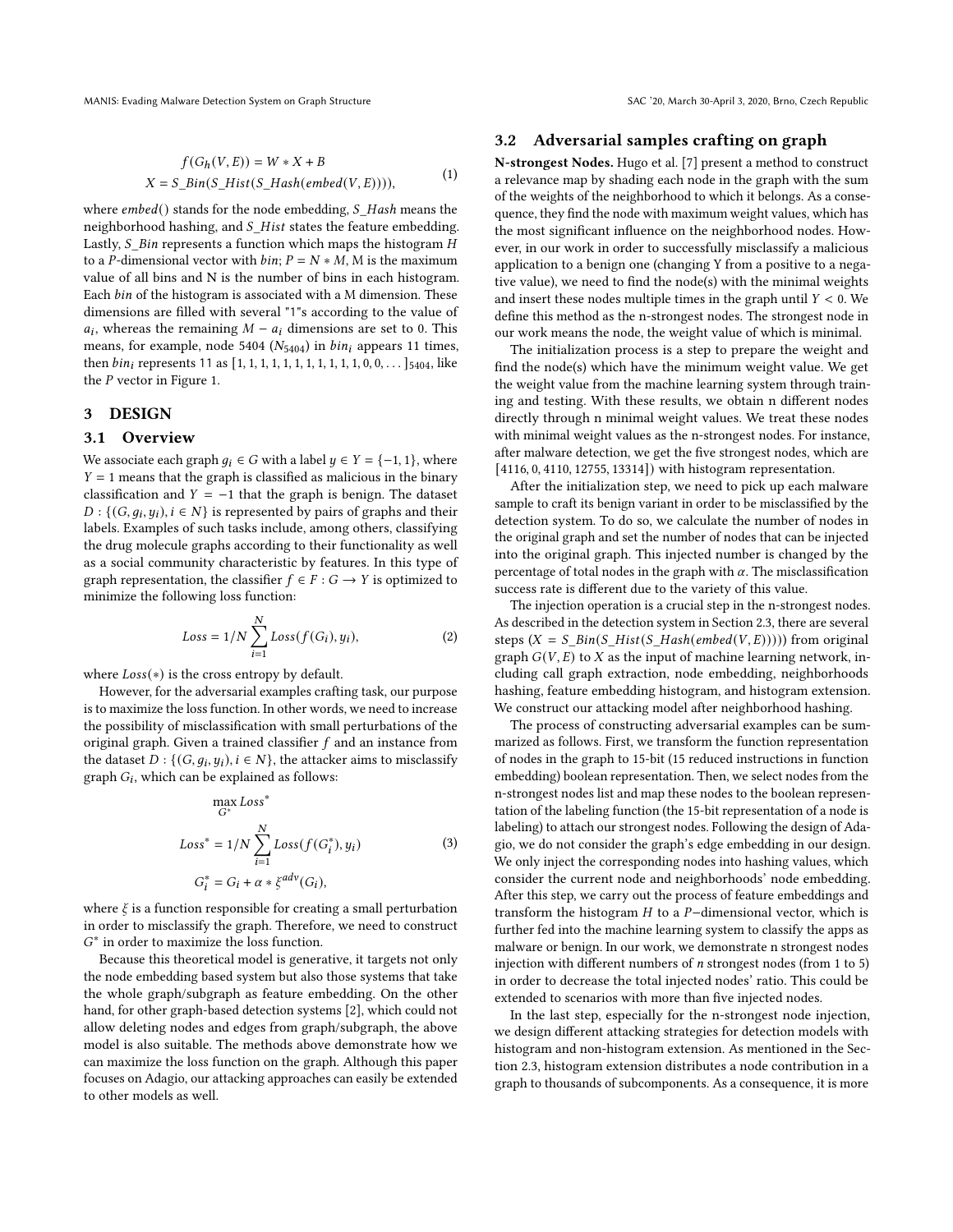$$
\begin{aligned}
f(G_h(V,E)) &= W * X + B \\
X &= S\_Bin(S\_Hist(S\_Hash(embed(V,E)))),
\end{aligned} \tag{1}
$$

where $embed()$ stands for the node embedding, $S\_Hash$ means the neighborhood hashing, and $S\_Hist$ states the feature embedding. Lastly, $S\_Bin$ represents a function which maps the histogram $H$ to a $P$-dimensional vector with $bin$; $P = N * M$, M is the maximum value of all bins and N is the number of bins in each histogram. Each $bin$ of the histogram is associated with a M dimension. These dimensions are filled with several "1"s according to the value of $a_i$, whereas the remaining $M - a_i$ dimensions are set to 0. This means, for example, node 5404 ($N_{5404}$) in $bin_i$ appears 11 times, then $bin_i$ represents 11 as $[1, 1, 1, 1, 1, 1, 1, 1, 1, 1, 1, 0, 0, \ldots]_{5404}$, like the $P$ vector in Figure 1.

# 3 DESIGN

## 3.1 Overview

We associate each graph $g_i \in G$ with a label $y \in Y = \{-1, 1\}$, where $Y = 1$ means that the graph is classified as malicious in the binary classification and $Y = -1$ that the graph is benign. The dataset $D : \{(G, g_i, y_i), i \in N\}$ is represented by pairs of graphs and their labels. Examples of such tasks include, among others, classifying the drug molecule graphs according to their functionality as well as a social community characteristic by features. In this type of graph representation, the classifier $f \in F : G \rightarrow Y$ is optimized to minimize the following loss function:

$$
Loss = 1/N \sum_{i=1}^{N} Loss(f(G_i), y_i), \tag{2}
$$

where $Loss(*)$ is the cross entropy by default.

However, for the adversarial examples crafting task, our purpose is to maximize the loss function. In other words, we need to increase the possibility of misclassification with small perturbations of the original graph. Given a trained classifier $f$ and an instance from the dataset $D : \{(G, g_i, y_i), i \in N\}$, the attacker aims to misclassify graph $G_i$, which can be explained as follows:

$$
\begin{aligned}
&\max_{G^*} Loss^* \\
Loss^* &= 1/N \sum_{i=1}^{N} Loss(f(G_i^*), y_i) \\
G_i^* &= G_i + \alpha * \xi^{adv}(G_i),
\end{aligned} \tag{3}
$$

where $\xi$ is a function responsible for creating a small perturbation in order to misclassify the graph. Therefore, we need to construct $G^*$ in order to maximize the loss function.

Because this theoretical model is generative, it targets not only the node embedding based system but also those systems that take the whole graph/subgraph as feature embedding. On the other hand, for other graph-based detection systems [2], which could not allow deleting nodes and edges from graph/subgraph, the above model is also suitable. The methods above demonstrate how we can maximize the loss function on the graph. Although this paper focuses on Adagio, our attacking approaches can easily be extended to other models as well.

## 3.2 Adversarial samples crafting on graph

**N-strongest Nodes.** Hugo et al. [7] present a method to construct a relevance map by shading each node in the graph with the sum of the weights of the neighborhood to which it belongs. As a consequence, they find the node with maximum weight values, which has the most significant influence on the neighborhood nodes. However, in our work in order to successfully misclassify a malicious application to a benign one (changing Y from a positive to a negative value), we need to find the node(s) with the minimal weights and insert these nodes multiple times in the graph until $Y < 0$. We define this method as the n-strongest nodes. The strongest node in our work means the node, the weight value of which is minimal.

The initialization process is a step to prepare the weight and find the node(s) which have the minimum weight value. We get the weight value from the machine learning system through training and testing. With these results, we obtain n different nodes directly through n minimal weight values. We treat these nodes with minimal weight values as the n-strongest nodes. For instance, after malware detection, we get the five strongest nodes, which are [4116, 0, 4110, 12755, 13314]) with histogram representation.

After the initialization step, we need to pick up each malware sample to craft its benign variant in order to be misclassified by the detection system. To do so, we calculate the number of nodes in the original graph and set the number of nodes that can be injected into the original graph. This injected number is changed by the percentage of total nodes in the graph with $\alpha$. The misclassification success rate is different due to the variety of this value.

The injection operation is a crucial step in the n-strongest nodes. As described in the detection system in Section 2.3, there are several steps ($X = S\_Bin(S\_Hist(S\_Hash(embed(V,E))))$) from original graph $G(V,E)$ to $X$ as the input of machine learning network, including call graph extraction, node embedding, neighborhoods hashing, feature embedding histogram, and histogram extension. We construct our attacking model after neighborhood hashing.

The process of constructing adversarial examples can be summarized as follows. First, we transform the function representation of nodes in the graph to 15-bit (15 reduced instructions in function embedding) boolean representation. Then, we select nodes from the n-strongest nodes list and map these nodes to the boolean representation of the labeling function (the 15-bit representation of a node is labeling) to attach our strongest nodes. Following the design of Adagio, we do not consider the graph's edge embedding in our design. We only inject the corresponding nodes into hashing values, which consider the current node and neighborhoods' node embedding. After this step, we carry out the process of feature embeddings and transform the histogram $H$ to a $P$−dimensional vector, which is further fed into the machine learning system to classify the apps as malware or benign. In our work, we demonstrate n strongest nodes injection with different numbers of $n$ strongest nodes (from 1 to 5) in order to decrease the total injected nodes' ratio. This could be extended to scenarios with more than five injected nodes.

In the last step, especially for the n-strongest node injection, we design different attacking strategies for detection models with histogram and non-histogram extension. As mentioned in the Section 2.3, histogram extension distributes a node contribution in a graph to thousands of subcomponents. As a consequence, it is more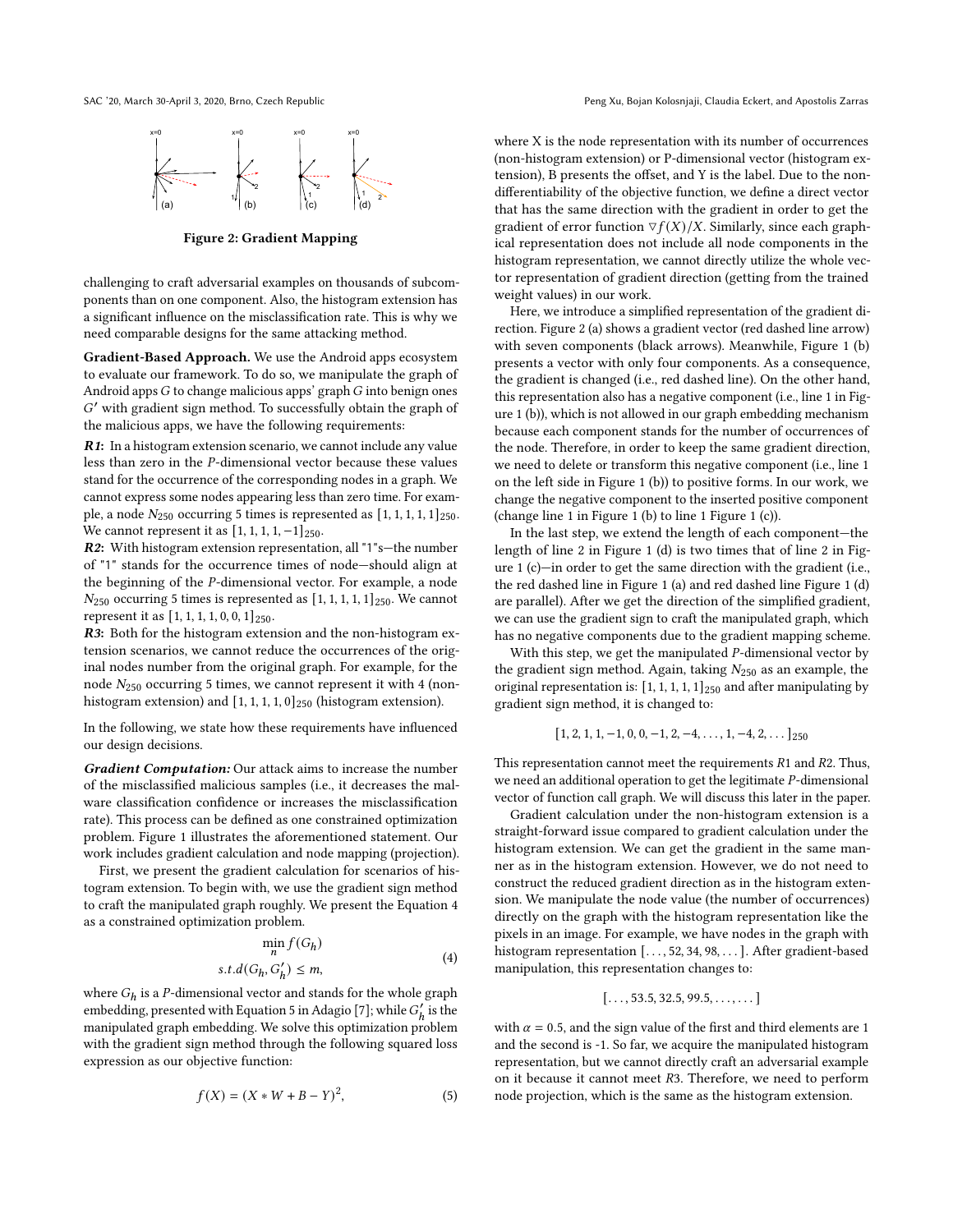Figure 2: Gradient Mapping

challenging to craft adversarial examples on thousands of subcomponents than on one component. Also, the histogram extension has a significant influence on the misclassification rate. This is why we need comparable designs for the same attacking method.

**Gradient-Based Approach.** We use the Android apps ecosystem to evaluate our framework. To do so, we manipulate the graph of Android apps $G$ to change malicious apps' graph $G$ into benign ones $G'$ with gradient sign method. To successfully obtain the graph of the malicious apps, we have the following requirements:

***R1*:** In a histogram extension scenario, we cannot include any value less than zero in the $P$-dimensional vector because these values stand for the occurrence of the corresponding nodes in a graph. We cannot express some nodes appearing less than zero time. For example, a node $N_{250}$ occurring 5 times is represented as $[1, 1, 1, 1, 1]_{250}$. We cannot represent it as $[1, 1, 1, 1, -1]_{250}$.

***R2*:** With histogram extension representation, all "1"s—the number of "1" stands for the occurrence times of node—should align at the beginning of the $P$-dimensional vector. For example, a node $N_{250}$ occurring 5 times is represented as $[1, 1, 1, 1, 1]_{250}$. We cannot represent it as $[1, 1, 1, 1, 0, 0, 1]_{250}$.

***R3*:** Both for the histogram extension and the non-histogram extension scenarios, we cannot reduce the occurrences of the original nodes number from the original graph. For example, for the node $N_{250}$ occurring 5 times, we cannot represent it with 4 (non-histogram extension) and $[1, 1, 1, 1, 0]_{250}$ (histogram extension).

In the following, we state how these requirements have influenced our design decisions.

***Gradient Computation:*** Our attack aims to increase the number of the misclassified malicious samples (i.e., it decreases the malware classification confidence or increases the misclassification rate). This process can be defined as one constrained optimization problem. Figure 1 illustrates the aforementioned statement. Our work includes gradient calculation and node mapping (projection).

First, we present the gradient calculation for scenarios of histogram extension. To begin with, we use the gradient sign method to craft the manipulated graph roughly. We present the Equation 4 as a constrained optimization problem.

$$\min_{n} f(G_h) \\ s.t. d(G_h, G_h') \leq m, \tag{4}$$

where $G_h$ is a $P$-dimensional vector and stands for the whole graph embedding, presented with Equation 5 in Adagio [7]; while $G_h'$ is the manipulated graph embedding. We solve this optimization problem with the gradient sign method through the following squared loss expression as our objective function:

$$f(X) = (X * W + B - Y)^2, \tag{5}$$

where X is the node representation with its number of occurrences (non-histogram extension) or P-dimensional vector (histogram extension), B presents the offset, and Y is the label. Due to the non-differentiability of the objective function, we define a direct vector that has the same direction with the gradient in order to get the gradient of error function $\triangledown f(X)/X$. Similarly, since each graphical representation does not include all node components in the histogram representation, we cannot directly utilize the whole vector representation of gradient direction (getting from the trained weight values) in our work.

Here, we introduce a simplified representation of the gradient direction. Figure 2 (a) shows a gradient vector (red dashed line arrow) with seven components (black arrows). Meanwhile, Figure 1 (b) presents a vector with only four components. As a consequence, the gradient is changed (i.e., red dashed line). On the other hand, this representation also has a negative component (i.e., line 1 in Figure 1 (b)), which is not allowed in our graph embedding mechanism because each component stands for the number of occurrences of the node. Therefore, in order to keep the same gradient direction, we need to delete or transform this negative component (i.e., line 1 on the left side in Figure 1 (b)) to positive forms. In our work, we change the negative component to the inserted positive component (change line 1 in Figure 1 (b) to line 1 Figure 1 (c)).

In the last step, we extend the length of each component—the length of line 2 in Figure 1 (d) is two times that of line 2 in Figure 1 (c)—in order to get the same direction with the gradient (i.e., the red dashed line in Figure 1 (a) and red dashed line Figure 1 (d) are parallel). After we get the direction of the simplified gradient, we can use the gradient sign to craft the manipulated graph, which has no negative components due to the gradient mapping scheme.

With this step, we get the manipulated $P$-dimensional vector by the gradient sign method. Again, taking $N_{250}$ as an example, the original representation is: $[1, 1, 1, 1, 1]_{250}$ and after manipulating by gradient sign method, it is changed to:

$$[1, 2, 1, 1, -1, 0, 0, -1, 2, -4, \ldots, 1, -4, 2, \ldots]_{250}$$

This representation cannot meet the requirements $R1$ and $R2$. Thus, we need an additional operation to get the legitimate $P$-dimensional vector of function call graph. We will discuss this later in the paper.

Gradient calculation under the non-histogram extension is a straight-forward issue compared to gradient calculation under the histogram extension. We can get the gradient in the same manner as in the histogram extension. However, we do not need to construct the reduced gradient direction as in the histogram extension. We manipulate the node value (the number of occurrences) directly on the graph with the histogram representation like the pixels in an image. For example, we have nodes in the graph with histogram representation $[\ldots, 52, 34, 98, \ldots]$. After gradient-based manipulation, this representation changes to:

$$[\ldots, 53.5, 32.5, 99.5, \ldots, \ldots]$$

with $\alpha = 0.5$, and the sign value of the first and third elements are 1 and the second is -1. So far, we acquire the manipulated histogram representation, but we cannot directly craft an adversarial example on it because it cannot meet $R3$. Therefore, we need to perform node projection, which is the same as the histogram extension.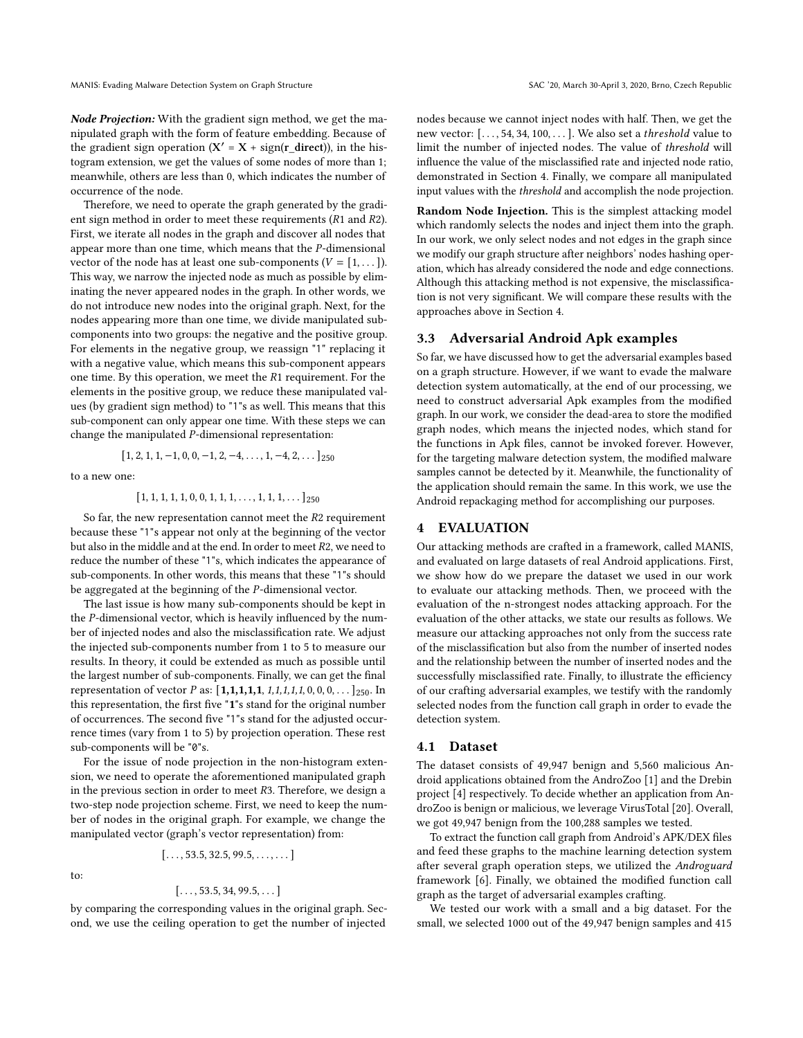***Node Projection:*** With the gradient sign method, we get the manipulated graph with the form of feature embedding. Because of the gradient sign operation ($\mathbf{X'} = \mathbf{X} + \text{sign}(\mathbf{r\_direct})$), in the histogram extension, we get the values of some nodes of more than 1; meanwhile, others are less than 0, which indicates the number of occurrence of the node.

Therefore, we need to operate the graph generated by the gradient sign method in order to meet these requirements ($R1$ and $R2$). First, we iterate all nodes in the graph and discover all nodes that appear more than one time, which means that the $P$-dimensional vector of the node has at least one sub-components ($V = [1, \dots]$). This way, we narrow the injected node as much as possible by eliminating the never appeared nodes in the graph. In other words, we do not introduce new nodes into the original graph. Next, for the nodes appearing more than one time, we divide manipulated sub-components into two groups: the negative and the positive group. For elements in the negative group, we reassign "1" replacing it with a negative value, which means this sub-component appears one time. By this operation, we meet the $R1$ requirement. For the elements in the positive group, we reduce these manipulated values (by gradient sign method) to "1"s as well. This means that this sub-component can only appear one time. With these steps we can change the manipulated $P$-dimensional representation:

$$[1, 2, 1, 1, -1, 0, 0, -1, 2, -4, \dots, 1, -4, 2, \dots]_{250}$$

to a new one:

$$[1, 1, 1, 1, 1, 0, 0, 1, 1, 1, \dots, 1, 1, 1, \dots]_{250}$$

So far, the new representation cannot meet the $R2$ requirement because these "1"s appear not only at the beginning of the vector but also in the middle and at the end. In order to meet $R2$, we need to reduce the number of these "1"s, which indicates the appearance of sub-components. In other words, this means that these "1"s should be aggregated at the beginning of the $P$-dimensional vector.

The last issue is how many sub-components should be kept in the $P$-dimensional vector, which is heavily influenced by the number of injected nodes and also the misclassification rate. We adjust the injected sub-components number from 1 to 5 to measure our results. In theory, it could be extended as much as possible until the largest number of sub-components. Finally, we can get the final representation of vector $P$ as: $[\mathbf{1,1,1,1,1}, \mathit{1,1,1,1,1}, 0, 0, 0, \dots]_{250}$. In this representation, the first five "**1**"s stand for the original number of occurrences. The second five "1"s stand for the adjusted occurrence times (vary from 1 to 5) by projection operation. These rest sub-components will be "0"s.

For the issue of node projection in the non-histogram extension, we need to operate the aforementioned manipulated graph in the previous section in order to meet $R3$. Therefore, we design a two-step node projection scheme. First, we need to keep the number of nodes in the original graph. For example, we change the manipulated vector (graph's vector representation) from:

$$[\dots, 53.5, 32.5, 99.5, \dots, \dots]$$

to:

$$[\dots, 53.5, 34, 99.5, \dots]$$

by comparing the corresponding values in the original graph. Second, we use the ceiling operation to get the number of injected nodes because we cannot inject nodes with half. Then, we get the new vector: $[\dots, 54, 34, 100, \dots]$. We also set a *threshold* value to limit the number of injected nodes. The value of *threshold* will influence the value of the misclassified rate and injected node ratio, demonstrated in Section 4. Finally, we compare all manipulated input values with the *threshold* and accomplish the node projection.

**Random Node Injection.** This is the simplest attacking model which randomly selects the nodes and inject them into the graph. In our work, we only select nodes and not edges in the graph since we modify our graph structure after neighbors' nodes hashing operation, which has already considered the node and edge connections. Although this attacking method is not expensive, the misclassification is not very significant. We will compare these results with the approaches above in Section 4.

### 3.3 Adversarial Android Apk examples

So far, we have discussed how to get the adversarial examples based on a graph structure. However, if we want to evade the malware detection system automatically, at the end of our processing, we need to construct adversarial Apk examples from the modified graph. In our work, we consider the dead-area to store the modified graph nodes, which means the injected nodes, which stand for the functions in Apk files, cannot be invoked forever. However, for the targeting malware detection system, the modified malware samples cannot be detected by it. Meanwhile, the functionality of the application should remain the same. In this work, we use the Android repackaging method for accomplishing our purposes.

## 4 EVALUATION

Our attacking methods are crafted in a framework, called MANIS, and evaluated on large datasets of real Android applications. First, we show how do we prepare the dataset we used in our work to evaluate our attacking methods. Then, we proceed with the evaluation of the n-strongest nodes attacking approach. For the evaluation of the other attacks, we state our results as follows. We measure our attacking approaches not only from the success rate of the misclassification but also from the number of inserted nodes and the relationship between the number of inserted nodes and the successfully misclassified rate. Finally, to illustrate the efficiency of our crafting adversarial examples, we testify with the randomly selected nodes from the function call graph in order to evade the detection system.

### 4.1 Dataset

The dataset consists of 49,947 benign and 5,560 malicious Android applications obtained from the AndroZoo [1] and the Drebin project [4] respectively. To decide whether an application from AndroZoo is benign or malicious, we leverage VirusTotal [20]. Overall, we got 49,947 benign from the 100,288 samples we tested.

To extract the function call graph from Android's APK/DEX files and feed these graphs to the machine learning detection system after several graph operation steps, we utilized the *Androguard* framework [6]. Finally, we obtained the modified function call graph as the target of adversarial examples crafting.

We tested our work with a small and a big dataset. For the small, we selected 1000 out of the 49,947 benign samples and 415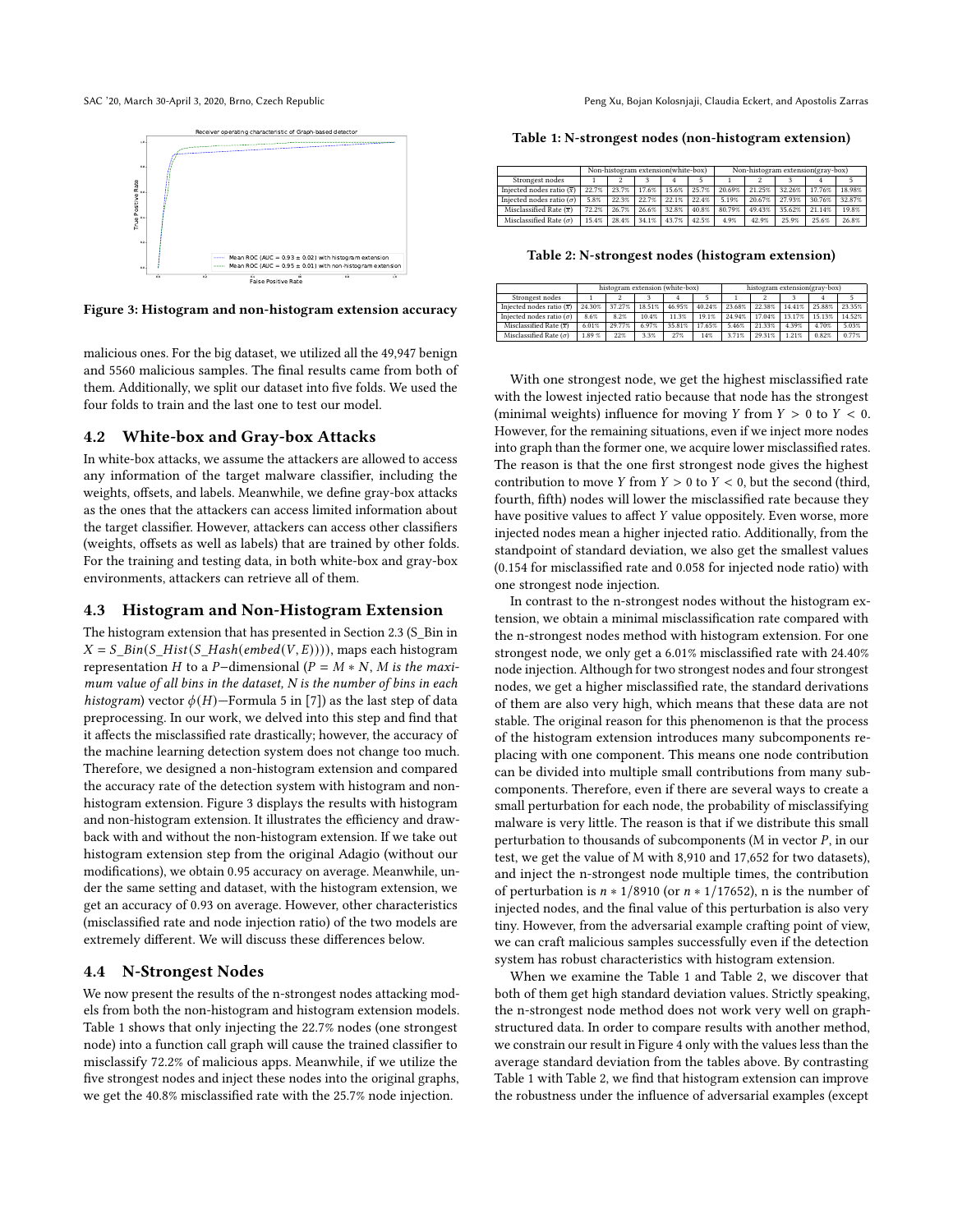Figure 3: Histogram and non-histogram extension accuracy

malicious ones. For the big dataset, we utilized all the 49,947 benign and 5560 malicious samples. The final results came from both of them. Additionally, we split our dataset into five folds. We used the four folds to train and the last one to test our model.

## 4.2 White-box and Gray-box Attacks

In white-box attacks, we assume the attackers are allowed to access any information of the target malware classifier, including the weights, offsets, and labels. Meanwhile, we define gray-box attacks as the ones that the attackers can access limited information about the target classifier. However, attackers can access other classifiers (weights, offsets as well as labels) that are trained by other folds. For the training and testing data, in both white-box and gray-box environments, attackers can retrieve all of them.

## 4.3 Histogram and Non-Histogram Extension

The histogram extension that has presented in Section 2.3 (S_Bin in $X = S\_Bin(S\_Hist(S\_Hash(embed(V, E))))$, maps each histogram representation $H$ to a $P-$dimensional ($P = M * N$, *M is the maximum value of all bins in the dataset, N is the number of bins in each histogram*) vector $\phi(H)$—Formula 5 in [7]) as the last step of data preprocessing. In our work, we delved into this step and find that it affects the misclassified rate drastically; however, the accuracy of the machine learning detection system does not change too much. Therefore, we designed a non-histogram extension and compared the accuracy rate of the detection system with histogram and non-histogram extension. Figure 3 displays the results with histogram and non-histogram extension. It illustrates the efficiency and drawback with and without the non-histogram extension. If we take out histogram extension step from the original Adagio (without our modifications), we obtain 0.95 accuracy on average. Meanwhile, under the same setting and dataset, with the histogram extension, we get an accuracy of 0.93 on average. However, other characteristics (misclassified rate and node injection ratio) of the two models are extremely different. We will discuss these differences below.

## 4.4 N-Strongest Nodes

We now present the results of the n-strongest nodes attacking models from both the non-histogram and histogram extension models. Table 1 shows that only injecting the 22.7% nodes (one strongest node) into a function call graph will cause the trained classifier to misclassify 72.2% of malicious apps. Meanwhile, if we utilize the five strongest nodes and inject these nodes into the original graphs, we get the 40.8% misclassified rate with the 25.7% node injection.

**Table 1: N-strongest nodes (non-histogram extension)**

| | Non-histogram extension(white-box) | | | | | Non-histogram extension(gray-box) | | | | |
|---|---|---|---|---|---|---|---|---|---|---|
| Strongest nodes | 1 | 2 | 3 | 4 | 5 | 1 | 2 | 3 | 4 | 5 |
| Injected nodes ratio ($\overline{x}$) | 22.7% | 23.7% | 17.6% | 15.6% | 25.7% | 20.69% | 21.25% | 32.26% | 17.76% | 18.98% |
| Injected nodes ratio ($\sigma$) | 5.8% | 22.3% | 22.7% | 22.1% | 22.4% | 5.19% | 20.67% | 27.93% | 30.76% | 32.87% |
| Misclassified Rate ($\overline{x}$) | 72.2% | 26.7% | 26.6% | 32.8% | 40.8% | 80.79% | 49.43% | 35.62% | 21.14% | 19.8% |
| Misclassified Rate ($\sigma$) | 15.4% | 28.4% | 34.1% | 43.7% | 42.5% | 4.9% | 42.9% | 25.9% | 25.6% | 26.8% |

**Table 2: N-strongest nodes (histogram extension)**

| | histogram extension (white-box) | | | | | histogram extension(gray-box) | | | | |
|---|---|---|---|---|---|---|---|---|---|---|
| Strongest nodes | 1 | 2 | 3 | 4 | 5 | 1 | 2 | 3 | 4 | 5 |
| Injected nodes ratio ($\overline{x}$) | 24.30% | 37.27% | 18.51% | 46.95% | 40.24% | 23.68% | 22.38% | 14.41% | 25.88% | 23.35% |
| Injected nodes ratio ($\sigma$) | 8.6% | 8.2% | 10.4% | 11.3% | 19.1% | 24.94% | 17.04% | 13.17% | 15.13% | 14.52% |
| Misclassified Rate ($\overline{x}$) | 6.01% | 29.77% | 6.97% | 35.81% | 17.65% | 5.46% | 21.33% | 4.39% | 4.70% | 5.03% |
| Misclassified Rate ($\sigma$) | 1.89 % | 22% | 3.3% | 27% | 14% | 3.71% | 29.31% | 1.21% | 0.82% | 0.77% |

With one strongest node, we get the highest misclassified rate with the lowest injected ratio because that node has the strongest (minimal weights) influence for moving $Y$ from $Y > 0$ to $Y < 0$. However, for the remaining situations, even if we inject more nodes into graph than the former one, we acquire lower misclassified rates. The reason is that the one first strongest node gives the highest contribution to move $Y$ from $Y > 0$ to $Y < 0$, but the second (third, fourth, fifth) nodes will lower the misclassified rate because they have positive values to affect $Y$ value oppositely. Even worse, more injected nodes mean a higher injected ratio. Additionally, from the standpoint of standard deviation, we also get the smallest values (0.154 for misclassified rate and 0.058 for injected node ratio) with one strongest node injection.

In contrast to the n-strongest nodes without the histogram extension, we obtain a minimal misclassification rate compared with the n-strongest nodes method with histogram extension. For one strongest node, we only get a 6.01% misclassified rate with 24.40% node injection. Although for two strongest nodes and four strongest nodes, we get a higher misclassified rate, the standard derivations of them are also very high, which means that these data are not stable. The original reason for this phenomenon is that the process of the histogram extension introduces many subcomponents replacing with one component. This means one node contribution can be divided into multiple small contributions from many subcomponents. Therefore, even if there are several ways to create a small perturbation for each node, the probability of misclassifying malware is very little. The reason is that if we distribute this small perturbation to thousands of subcomponents (M in vector $P$, in our test, we get the value of M with 8,910 and 17,652 for two datasets), and inject the n-strongest node multiple times, the contribution of perturbation is $n * 1/8910$ (or $n * 1/17652$), n is the number of injected nodes, and the final value of this perturbation is also very tiny. However, from the adversarial example crafting point of view, we can craft malicious samples successfully even if the detection system has robust characteristics with histogram extension.

When we examine the Table 1 and Table 2, we discover that both of them get high standard deviation values. Strictly speaking, the n-strongest node method does not work very well on graph-structured data. In order to compare results with another method, we constrain our result in Figure 4 only with the values less than the average standard deviation from the tables above. By contrasting Table 1 with Table 2, we find that histogram extension can improve the robustness under the influence of adversarial examples (except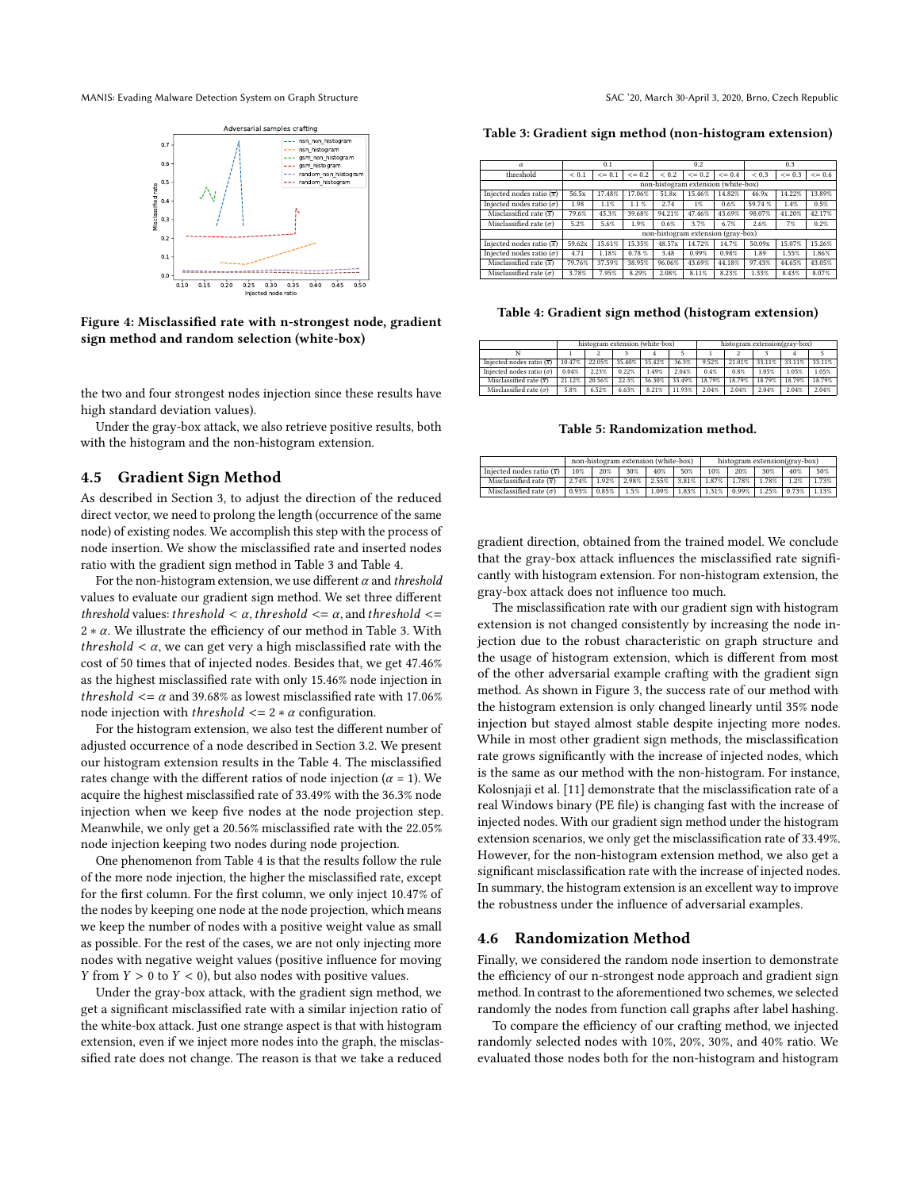Figure 4: Misclassified rate with n-strongest node, gradient sign method and random selection (white-box)

the two and four strongest nodes injection since these results have high standard deviation values).

Under the gray-box attack, we also retrieve positive results, both with the histogram and the non-histogram extension.

### 4.5 Gradient Sign Method

As described in Section 3, to adjust the direction of the reduced direct vector, we need to prolong the length (occurrence of the same node) of existing nodes. We accomplish this step with the process of node insertion. We show the misclassified rate and inserted nodes ratio with the gradient sign method in Table 3 and Table 4.

For the non-histogram extension, we use different $\alpha$ and *threshold* values to evaluate our gradient sign method. We set three different *threshold* values: $threshold < \alpha$, $threshold <= \alpha$, and $threshold <= 2 * \alpha$. We illustrate the efficiency of our method in Table 3. With $threshold < \alpha$, we can get very a high misclassified rate with the cost of 50 times that of injected nodes. Besides that, we get 47.46% as the highest misclassified rate with only 15.46% node injection in $threshold <= \alpha$ and 39.68% as lowest misclassified rate with 17.06% node injection with $threshold <= 2 * \alpha$ configuration.

For the histogram extension, we also test the different number of adjusted occurrence of a node described in Section 3.2. We present our histogram extension results in the Table 4. The misclassified rates change with the different ratios of node injection ($\alpha$ = 1). We acquire the highest misclassified rate of 33.49% with the 36.3% node injection when we keep five nodes at the node projection step. Meanwhile, we only get a 20.56% misclassified rate with the 22.05% node injection keeping two nodes during node projection.

One phenomenon from Table 4 is that the results follow the rule of the more node injection, the higher the misclassified rate, except for the first column. For the first column, we only inject 10.47% of the nodes by keeping one node at the node projection, which means we keep the number of nodes with a positive weight value as small as possible. For the rest of the cases, we are not only injecting more nodes with negative weight values (positive influence for moving $Y$ from $Y > 0$ to $Y < 0$), but also nodes with positive values.

Under the gray-box attack, with the gradient sign method, we get a significant misclassified rate with a similar injection ratio of the white-box attack. Just one strange aspect is that with histogram extension, even if we inject more nodes into the graph, the misclassified rate does not change. The reason is that we take a reduced gradient direction, obtained from the trained model. We conclude that the gray-box attack influences the misclassified rate significantly with histogram extension. For non-histogram extension, the gray-box attack does not influence too much.

The misclassification rate with our gradient sign with histogram extension is not changed consistently by increasing the node injection due to the robust characteristic on graph structure and the usage of histogram extension, which is different from most of the other adversarial example crafting with the gradient sign method. As shown in Figure 3, the success rate of our method with the histogram extension is only changed linearly until 35% node injection but stayed almost stable despite injecting more nodes. While in most other gradient sign methods, the misclassification rate grows significantly with the increase of injected nodes, which is the same as our method with the non-histogram. For instance, Kolosnjaji et al. [11] demonstrate that the misclassification rate of a real Windows binary (PE file) is changing fast with the increase of injected nodes. With our gradient sign method under the histogram extension scenarios, we only get the misclassification rate of 33.49%. However, for the non-histogram extension method, we also get a significant misclassification rate with the increase of injected nodes. In summary, the histogram extension is an excellent way to improve the robustness under the influence of adversarial examples.

**Table 3: Gradient sign method (non-histogram extension)**

| $\alpha$ | 0.1 | | | 0.2 | | | 0.3 | | |
|---|---|---|---|---|---|---|---|---|---|
| threshold | < 0.1 | <= 0.1 | <= 0.2 | < 0.2 | <= 0.2 | <= 0.4 | < 0.3 | <= 0.3 | <= 0.6 |
| | non-histogram extension (white-box) | | | | | | | | |
| Injected nodes ratio ($\overline{x}$) | 56.5x | 17.48% | 17.06% | 51.8x | 15.46% | 14.82% | 46.9x | 14.22% | 13.89% |
| Injected nodes ratio ($\sigma$) | 1.98 | 1.1% | 1.1 % | 2.74 | 1% | 0.6% | 59.74 % | 1.4% | 0.5% |
| Misclassified rate ($\overline{x}$) | 79.6% | 45.3% | 39.68% | 94.21% | 47.46% | 43.69% | 98.07% | 41.20% | 42.17% |
| Misclassified rate ($\sigma$) | 5.2% | 5.6% | 1.9% | 0.6% | 3.7% | 6.7% | 2.6% | 7% | 0.2% |
| | non-histogram extension (gray-box) | | | | | | | | |
| Injected nodes ratio ($\overline{x}$) | 59.62x | 15.61% | 15.35% | 48.57x | 14.72% | 14.7% | 50.09x | 15.07% | 15.26% |
| Injected nodes ratio ($\sigma$) | 4.71 | 1.18% | 0.78 % | 3.48 | 0.99% | 0.98% | 1.89 | 1.55% | 1.86% |
| Misclassified rate ($\overline{x}$) | 79.76% | 37.59% | 38.95% | 96.06% | 43.69% | 44.18% | 97.43% | 44.65% | 43.05% |
| Misclassified rate ($\sigma$) | 3.78% | 7.95% | 8.29% | 2.08% | 8.11% | 8.23% | 1.33% | 8.43% | 8.07% |

**Table 4: Gradient sign method (histogram extension)**

| | histogram extension (white-box) | | | | | histogram extension(gray-box) | | | | |
|---|---|---|---|---|---|---|---|---|---|---|
| N | 1 | 2 | 3 | 4 | 5 | 1 | 2 | 3 | 4 | 5 |
| Injected nodes ratio ($\overline{x}$) | 10.47% | 22.05% | 35.40% | 35.42% | 36.3% | 9.52% | 21.01% | 33.11% | 33.11% | 33.11% |
| Injected nodes ratio ($\sigma$) | 0.04% | 2.23% | 0.22% | 1.49% | 2.04% | 0.4% | 0.8% | 1.05% | 1.05% | 1.05% |
| Misclassified rate ($\overline{x}$) | 21.12% | 20.56% | 22.3% | 36.30% | 33.49% | 18.79% | 18.79% | 18.79% | 18.79% | 18.79% |
| Misclassified rate ($\sigma$) | 5.8% | 6.52% | 6.63% | 8.21% | 11.93% | 2.04% | 2.04% | 2.04% | 2.04% | 2.04% |

**Table 5: Randomization method.**

| | non-histogram extension (white-box) | | | | | histogram extension(gray-box) | | | | |
|---|---|---|---|---|---|---|---|---|---|---|
| Injected nodes ratio ($\overline{x}$) | 10% | 20% | 30% | 40% | 50% | 10% | 20% | 30% | 40% | 50% |
| Misclassified rate ($\overline{x}$) | 2.74% | 1.92% | 2.98% | 2.55% | 3.81% | 1.87% | 1.78% | 1.78% | 1.2% | 1.73% |
| Misclassified rate ($\sigma$) | 0.93% | 0.85% | 1.5% | 1.09% | 1.83% | 1.31% | 0.99% | 1.25% | 0.73% | 1.13% |

### 4.6 Randomization Method

Finally, we considered the random node insertion to demonstrate the efficiency of our n-strongest node approach and gradient sign method. In contrast to the aforementioned two schemes, we selected randomly the nodes from function call graphs after label hashing.

To compare the efficiency of our crafting method, we injected randomly selected nodes with 10%, 20%, 30%, and 40% ratio. We evaluated those nodes both for the non-histogram and histogram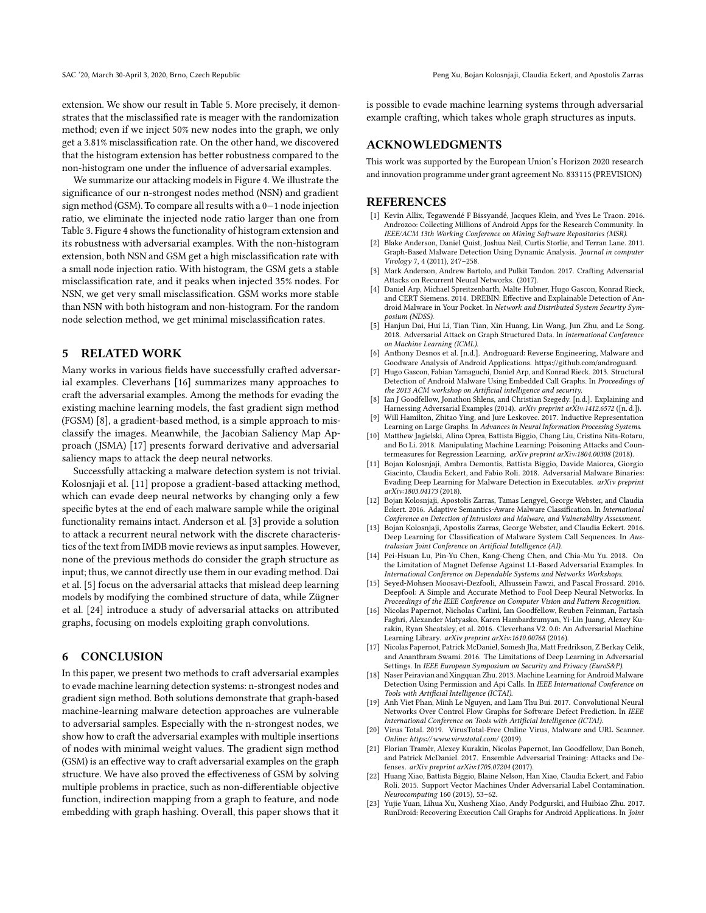extension. We show our result in Table 5. More precisely, it demonstrates that the misclassified rate is meager with the randomization method; even if we inject 50% new nodes into the graph, we only get a 3.81% misclassification rate. On the other hand, we discovered that the histogram extension has better robustness compared to the non-histogram one under the influence of adversarial examples.

We summarize our attacking models in Figure 4. We illustrate the significance of our n-strongest nodes method (NSN) and gradient sign method (GSM). To compare all results with a 0−1 node injection ratio, we eliminate the injected node ratio larger than one from Table 3. Figure 4 shows the functionality of histogram extension and its robustness with adversarial examples. With the non-histogram extension, both NSN and GSM get a high misclassification rate with a small node injection ratio. With histogram, the GSM gets a stable misclassification rate, and it peaks when injected 35% nodes. For NSN, we get very small misclassification. GSM works more stable than NSN with both histogram and non-histogram. For the random node selection method, we get minimal misclassification rates.

## 5 RELATED WORK

Many works in various fields have successfully crafted adversarial examples. Cleverhans [16] summarizes many approaches to craft the adversarial examples. Among the methods for evading the existing machine learning models, the fast gradient sign method (FGSM) [8], a gradient-based method, is a simple approach to misclassify the images. Meanwhile, the Jacobian Saliency Map Approach (JSMA) [17] presents forward derivative and adversarial saliency maps to attack the deep neural networks.

Successfully attacking a malware detection system is not trivial. Kolosnjaji et al. [11] propose a gradient-based attacking method, which can evade deep neural networks by changing only a few specific bytes at the end of each malware sample while the original functionality remains intact. Anderson et al. [3] provide a solution to attack a recurrent neural network with the discrete characteristics of the text from IMDB movie reviews as input samples. However, none of the previous methods do consider the graph structure as input; thus, we cannot directly use them in our evading method. Dai et al. [5] focus on the adversarial attacks that mislead deep learning models by modifying the combined structure of data, while Zügner et al. [24] introduce a study of adversarial attacks on attributed graphs, focusing on models exploiting graph convolutions.

## 6 CONCLUSION

In this paper, we present two methods to craft adversarial examples to evade machine learning detection systems: n-strongest nodes and gradient sign method. Both solutions demonstrate that graph-based machine-learning malware detection approaches are vulnerable to adversarial samples. Especially with the n-strongest nodes, we show how to craft the adversarial examples with multiple insertions of nodes with minimal weight values. The gradient sign method (GSM) is an effective way to craft adversarial examples on the graph structure. We have also proved the effectiveness of GSM by solving multiple problems in practice, such as non-differentiable objective function, indirection mapping from a graph to feature, and node embedding with graph hashing. Overall, this paper shows that it is possible to evade machine learning systems through adversarial example crafting, which takes whole graph structures as inputs.

## ACKNOWLEDGMENTS

This work was supported by the European Union's Horizon 2020 research and innovation programme under grant agreement No. 833115 (PREVISION)

## REFERENCES

- [1] Kevin Allix, Tegawendé F Bissyandé, Jacques Klein, and Yves Le Traon. 2016. Androzoo: Collecting Millions of Android Apps for the Research Community. In *IEEE/ACM 13th Working Conference on Mining Software Repositories (MSR)*.
- [2] Blake Anderson, Daniel Quist, Joshua Neil, Curtis Storlie, and Terran Lane. 2011. Graph-Based Malware Detection Using Dynamic Analysis. *Journal in computer Virology* 7, 4 (2011), 247–258.
- [3] Mark Anderson, Andrew Bartolo, and Pulkit Tandon. 2017. Crafting Adversarial Attacks on Recurrent Neural Networks. (2017).
- [4] Daniel Arp, Michael Spreitzenbarth, Malte Hubner, Hugo Gascon, Konrad Rieck, and CERT Siemens. 2014. DREBIN: Effective and Explainable Detection of Android Malware in Your Pocket. In *Network and Distributed System Security Symposium (NDSS)*.
- [5] Hanjun Dai, Hui Li, Tian Tian, Xin Huang, Lin Wang, Jun Zhu, and Le Song. 2018. Adversarial Attack on Graph Structured Data. In *International Conference on Machine Learning (ICML)*.
- [6] Anthony Desnos et al. [n.d.]. Androguard: Reverse Engineering, Malware and Goodware Analysis of Android Applications. https://github.com/androguard.
- [7] Hugo Gascon, Fabian Yamaguchi, Daniel Arp, and Konrad Rieck. 2013. Structural Detection of Android Malware Using Embedded Call Graphs. In *Proceedings of the 2013 ACM workshop on Artificial intelligence and security*.
- [8] Ian J Goodfellow, Jonathon Shlens, and Christian Szegedy. [n.d.]. Explaining and Harnessing Adversarial Examples (2014). *arXiv preprint arXiv:1412.6572* ([n. d.]).
- [9] Will Hamilton, Zhitao Ying, and Jure Leskovec. 2017. Inductive Representation Learning on Large Graphs. In *Advances in Neural Information Processing Systems*.
- [10] Matthew Jagielski, Alina Oprea, Battista Biggio, Chang Liu, Cristina Nita-Rotaru, and Bo Li. 2018. Manipulating Machine Learning: Poisoning Attacks and Countermeasures for Regression Learning. *arXiv preprint arXiv:1804.00308* (2018).
- [11] Bojan Kolosnjaji, Ambra Demontis, Battista Biggio, Davide Maiorca, Giorgio Giacinto, Claudia Eckert, and Fabio Roli. 2018. Adversarial Malware Binaries: Evading Deep Learning for Malware Detection in Executables. *arXiv preprint arXiv:1803.04173* (2018).
- [12] Bojan Kolosnjaji, Apostolis Zarras, Tamas Lengyel, George Webster, and Claudia Eckert. 2016. Adaptive Semantics-Aware Malware Classification. In *International Conference on Detection of Intrusions and Malware, and Vulnerability Assessment*.
- [13] Bojan Kolosnjaji, Apostolis Zarras, George Webster, and Claudia Eckert. 2016. Deep Learning for Classification of Malware System Call Sequences. In *Australasian Joint Conference on Artificial Intelligence (AI)*.
- [14] Pei-Hsuan Lu, Pin-Yu Chen, Kang-Cheng Chen, and Chia-Mu Yu. 2018. On the Limitation of Magnet Defense Against L1-Based Adversarial Examples. In *International Conference on Dependable Systems and Networks Workshops*.
- [15] Seyed-Mohsen Moosavi-Dezfooli, Alhussein Fawzi, and Pascal Frossard. 2016. Deepfool: A Simple and Accurate Method to Fool Deep Neural Networks. In *Proceedings of the IEEE Conference on Computer Vision and Pattern Recognition*.
- [16] Nicolas Papernot, Nicholas Carlini, Ian Goodfellow, Reuben Feinman, Fartash Faghri, Alexander Matyasko, Karen Hambardzumyan, Yi-Lin Juang, Alexey Kurakin, Ryan Sheatsley, et al. 2016. Cleverhans V2. 0.0: An Adversarial Machine Learning Library. *arXiv preprint arXiv:1610.00768* (2016).
- [17] Nicolas Papernot, Patrick McDaniel, Somesh Jha, Matt Fredrikson, Z Berkay Celik, and Ananthram Swami. 2016. The Limitations of Deep Learning in Adversarial Settings. In *IEEE European Symposium on Security and Privacy (EuroS&P)*.
- [18] Naser Peiravian and Xingquan Zhu. 2013. Machine Learning for Android Malware Detection Using Permission and Api Calls. In *IEEE International Conference on Tools with Artificial Intelligence (ICTAI)*.
- [19] Anh Viet Phan, Minh Le Nguyen, and Lam Thu Bui. 2017. Convolutional Neural Networks Over Control Flow Graphs for Software Defect Prediction. In *IEEE International Conference on Tools with Artificial Intelligence (ICTAI)*.
- [20] Virus Total. 2019. VirusTotal-Free Online Virus, Malware and URL Scanner. *Online: https://www.virustotal.com/* (2019).
- [21] Florian Tramèr, Alexey Kurakin, Nicolas Papernot, Ian Goodfellow, Dan Boneh, and Patrick McDaniel. 2017. Ensemble Adversarial Training: Attacks and Defenses. *arXiv preprint arXiv:1705.07204* (2017).
- [22] Huang Xiao, Battista Biggio, Blaine Nelson, Han Xiao, Claudia Eckert, and Fabio Roli. 2015. Support Vector Machines Under Adversarial Label Contamination. *Neurocomputing* 160 (2015), 53–62.
- [23] Yujie Yuan, Lihua Xu, Xusheng Xiao, Andy Podgurski, and Huibiao Zhu. 2017. RunDroid: Recovering Execution Call Graphs for Android Applications. In *Joint*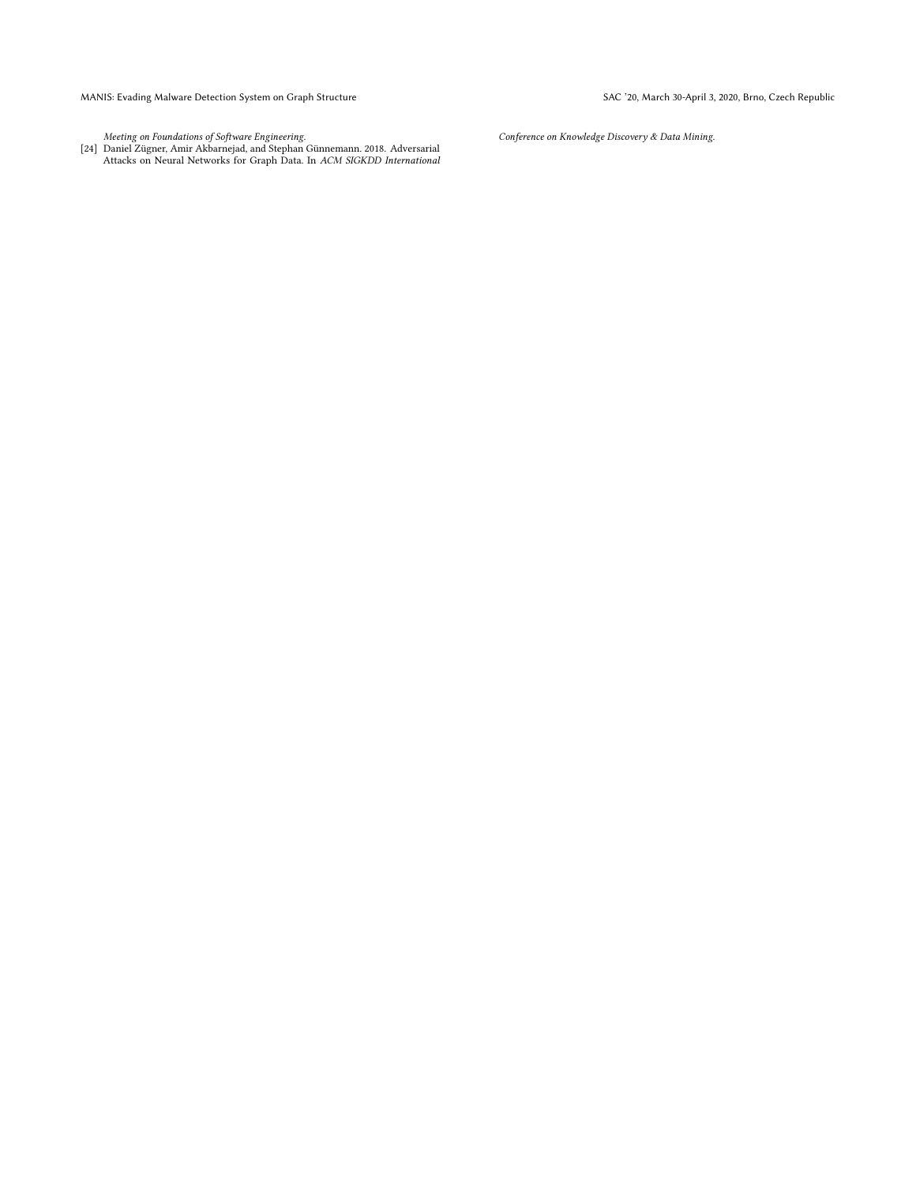*Meeting on Foundations of Software Engineering.*

[24] Daniel Zügner, Amir Akbarnejad, and Stephan Günnemann. 2018. Adversarial Attacks on Neural Networks for Graph Data. In *ACM SIGKDD International Conference on Knowledge Discovery & Data Mining.*